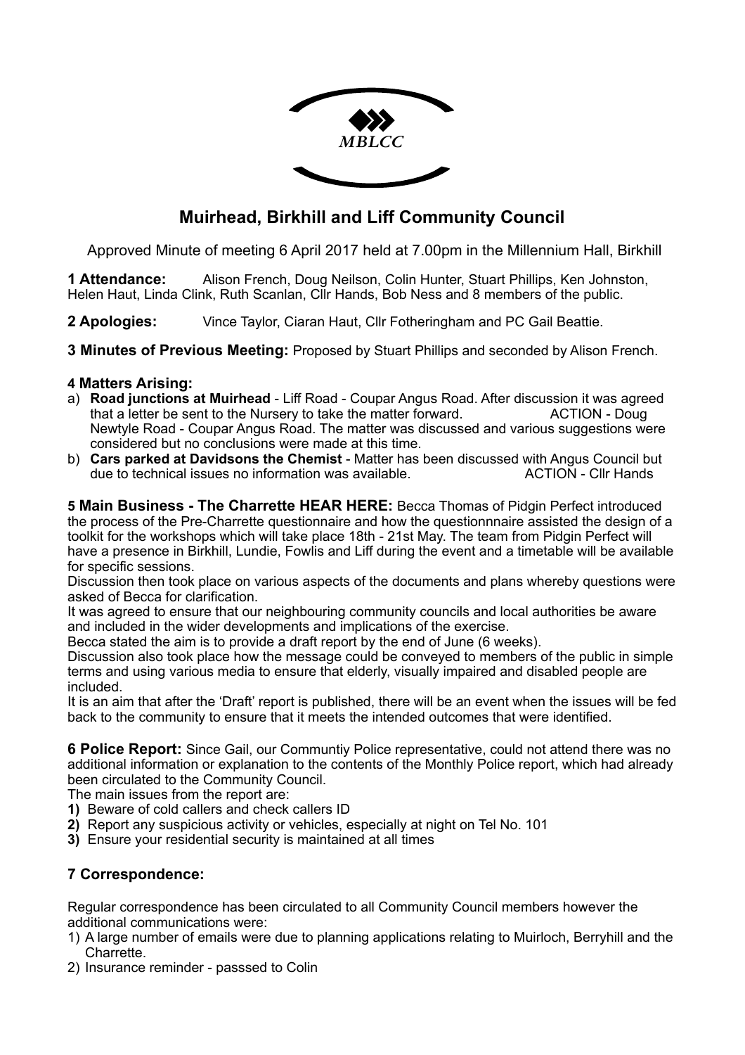MBLCC

# Muirhead, Birkhill and Liff Community Council

Approved Minute of meeting 6 April 2017 held at 7.00pm in the Millennium Hall, Birkhill

**1 Attendance:** Alison French, Doug Neilson, Colin Hunter, Stuart Phillips, Ken Johnston, Helen Haut, Linda Clink, Ruth Scanlan, Cllr Hands, Bob Ness and 8 members of the public.

**2 Apologies:** Vince Taylor, Ciaran Haut, Cllr Fotheringham and PC Gail Beattie.

**3 Minutes of Previous Meeting:** Proposed by Stuart Phillips and seconded by Alison French.

**4 Matters Arising:**

a) **Road junctions at Muirhead** - Liff Road - Coupar Angus Road. After discussion it was agreed that a letter be sent to the Nursery to take the matter forward. ACTION - Doug
Newtyle Road - Coupar Angus Road. The matter was discussed and various suggestions were considered but no conclusions were made at this time.

b) **Cars parked at Davidsons the Chemist** - Matter has been discussed with Angus Council but due to technical issues no information was available. ACTION - Cllr Hands

**5 Main Business - The Charrette HEAR HERE:** Becca Thomas of Pidgin Perfect introduced the process of the Pre-Charrette questionnaire and how the questionnnaire assisted the design of a toolkit for the workshops which will take place 18th - 21st May. The team from Pidgin Perfect will have a presence in Birkhill, Lundie, Fowlis and Liff during the event and a timetable will be available for specific sessions.

Discussion then took place on various aspects of the documents and plans whereby questions were asked of Becca for clarification.

It was agreed to ensure that our neighbouring community councils and local authorities be aware and included in the wider developments and implications of the exercise.

Becca stated the aim is to provide a draft report by the end of June (6 weeks).

Discussion also took place how the message could be conveyed to members of the public in simple terms and using various media to ensure that elderly, visually impaired and disabled people are included.

It is an aim that after the 'Draft' report is published, there will be an event when the issues will be fed back to the community to ensure that it meets the intended outcomes that were identified.

**6 Police Report:** Since Gail, our Communtiy Police representative, could not attend there was no additional information or explanation to the contents of the Monthly Police report, which had already been circulated to the Community Council.

The main issues from the report are:

**1)** Beware of cold callers and check callers ID
**2)** Report any suspicious activity or vehicles, especially at night on Tel No. 101
**3)** Ensure your residential security is maintained at all times

## 7 Correspondence:

Regular correspondence has been circulated to all Community Council members however the additional communications were:

1) A large number of emails were due to planning applications relating to Muirloch, Berryhill and the Charrette.
2) Insurance reminder - passsed to Colin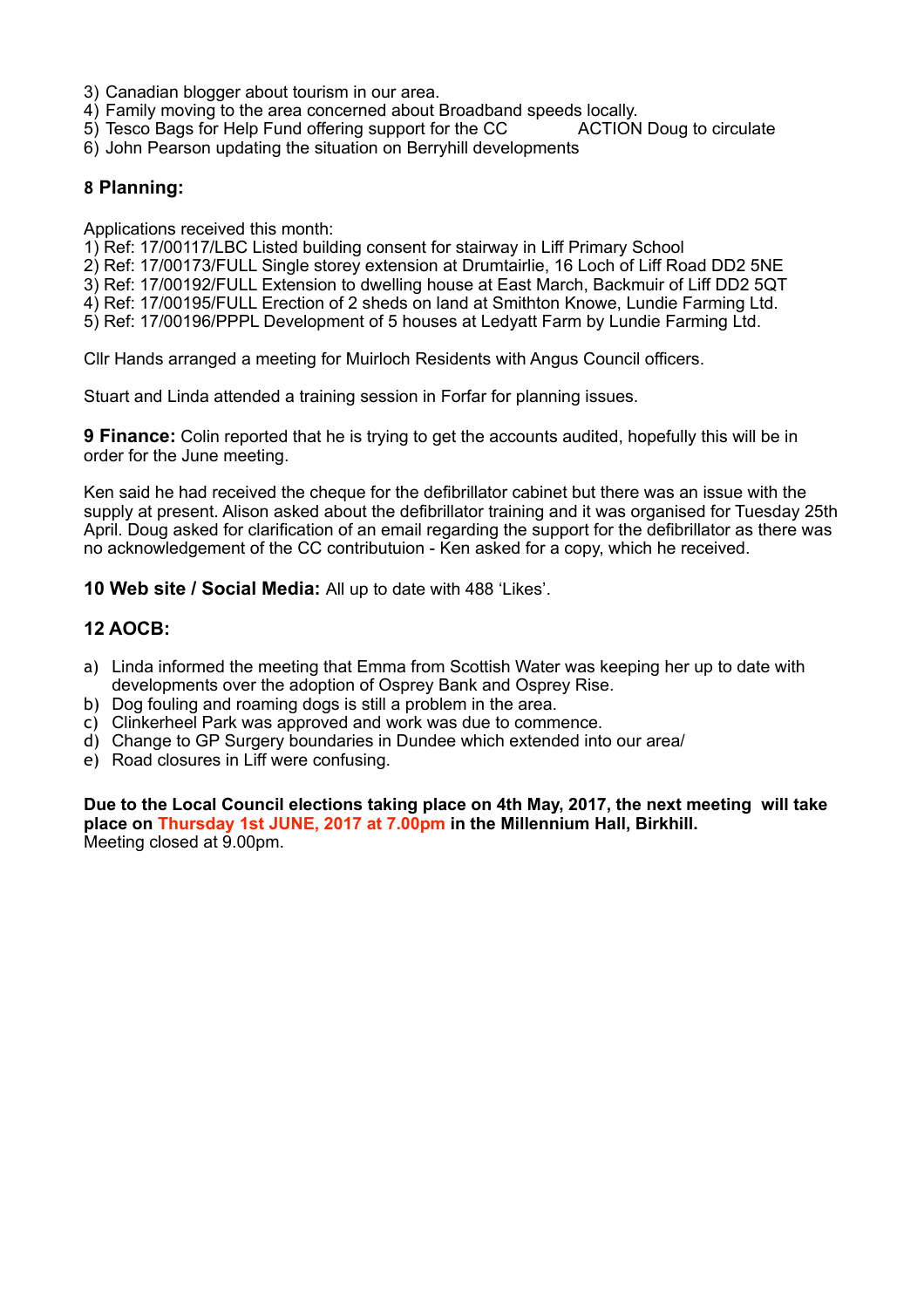3) Canadian blogger about tourism in our area.
4) Family moving to the area concerned about Broadband speeds locally.
5) Tesco Bags for Help Fund offering support for the CC ACTION Doug to circulate
6) John Pearson updating the situation on Berryhill developments

## 8 Planning:

Applications received this month:
1) Ref: 17/00117/LBC Listed building consent for stairway in Liff Primary School
2) Ref: 17/00173/FULL Single storey extension at Drumtairlie, 16 Loch of Liff Road DD2 5NE
3) Ref: 17/00192/FULL Extension to dwelling house at East March, Backmuir of Liff DD2 5QT
4) Ref: 17/00195/FULL Erection of 2 sheds on land at Smithton Knowe, Lundie Farming Ltd.
5) Ref: 17/00196/PPPL Development of 5 houses at Ledyatt Farm by Lundie Farming Ltd.

Cllr Hands arranged a meeting for Muirloch Residents with Angus Council officers.

Stuart and Linda attended a training session in Forfar for planning issues.

**9 Finance:** Colin reported that he is trying to get the accounts audited, hopefully this will be in order for the June meeting.

Ken said he had received the cheque for the defibrillator cabinet but there was an issue with the supply at present. Alison asked about the defibrillator training and it was organised for Tuesday 25th April. Doug asked for clarification of an email regarding the support for the defibrillator as there was no acknowledgement of the CC contributuion - Ken asked for a copy, which he received.

**10 Web site / Social Media:** All up to date with 488 'Likes'.

## 12 AOCB:

a) Linda informed the meeting that Emma from Scottish Water was keeping her up to date with developments over the adoption of Osprey Bank and Osprey Rise.
b) Dog fouling and roaming dogs is still a problem in the area.
c) Clinkerheel Park was approved and work was due to commence.
d) Change to GP Surgery boundaries in Dundee which extended into our area/
e) Road closures in Liff were confusing.

**Due to the Local Council elections taking place on 4th May, 2017, the next meeting will take place on Thursday 1st JUNE, 2017 at 7.00pm in the Millennium Hall, Birkhill.**
Meeting closed at 9.00pm.